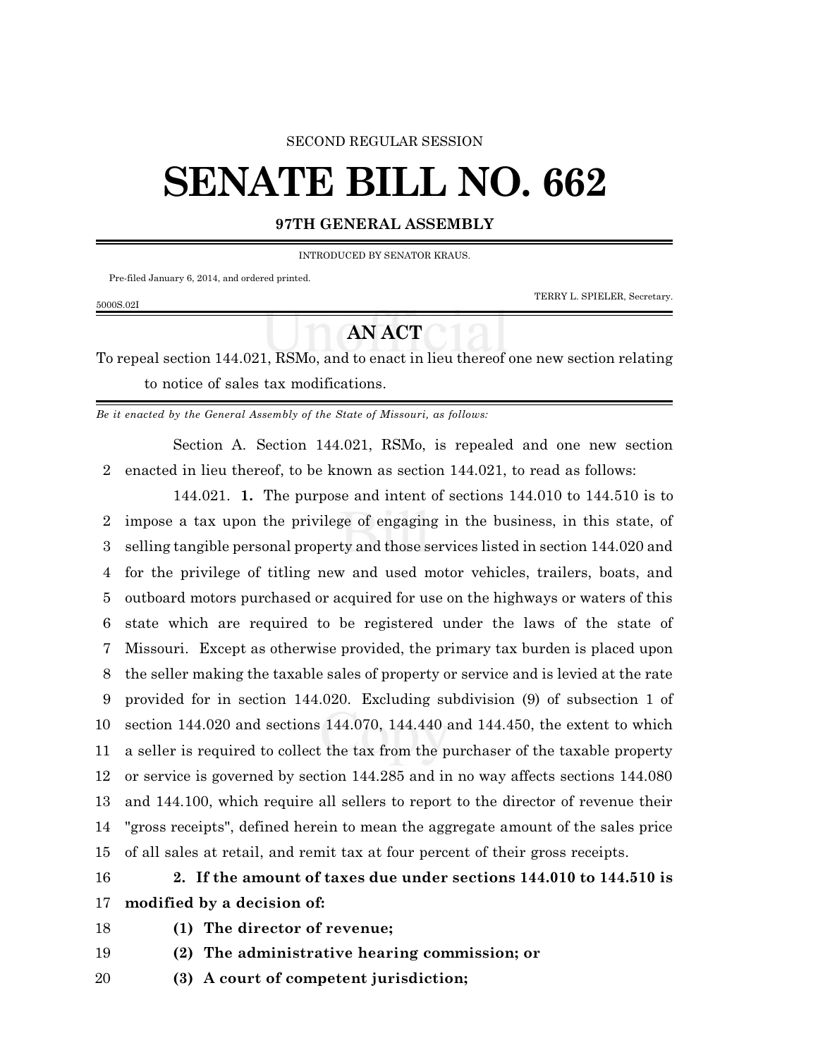SECOND REGULAR SESSION

# SENATE BILL NO. 662

**97TH GENERAL ASSEMBLY**

INTRODUCED BY SENATOR KRAUS.

Pre-filed January 6, 2014, and ordered printed.

TERRY L. SPIELER, Secretary.

5000S.02I

## AN ACT

To repeal section 144.021, RSMo, and to enact in lieu thereof one new section relating to notice of sales tax modifications.

*Be it enacted by the General Assembly of the State of Missouri, as follows:*

Section A. Section 144.021, RSMo, is repealed and one new section enacted in lieu thereof, to be known as section 144.021, to read as follows:

144.021. **1.** The purpose and intent of sections 144.010 to 144.510 is to impose a tax upon the privilege of engaging in the business, in this state, of selling tangible personal property and those services listed in section 144.020 and for the privilege of titling new and used motor vehicles, trailers, boats, and outboard motors purchased or acquired for use on the highways or waters of this state which are required to be registered under the laws of the state of Missouri. Except as otherwise provided, the primary tax burden is placed upon the seller making the taxable sales of property or service and is levied at the rate provided for in section 144.020. Excluding subdivision (9) of subsection 1 of section 144.020 and sections 144.070, 144.440 and 144.450, the extent to which a seller is required to collect the tax from the purchaser of the taxable property or service is governed by section 144.285 and in no way affects sections 144.080 and 144.100, which require all sellers to report to the director of revenue their "gross receipts", defined herein to mean the aggregate amount of the sales price of all sales at retail, and remit tax at four percent of their gross receipts.

**2. If the amount of taxes due under sections 144.010 to 144.510 is modified by a decision of:**

**(1) The director of revenue;**

**(2) The administrative hearing commission; or**

**(3) A court of competent jurisdiction;**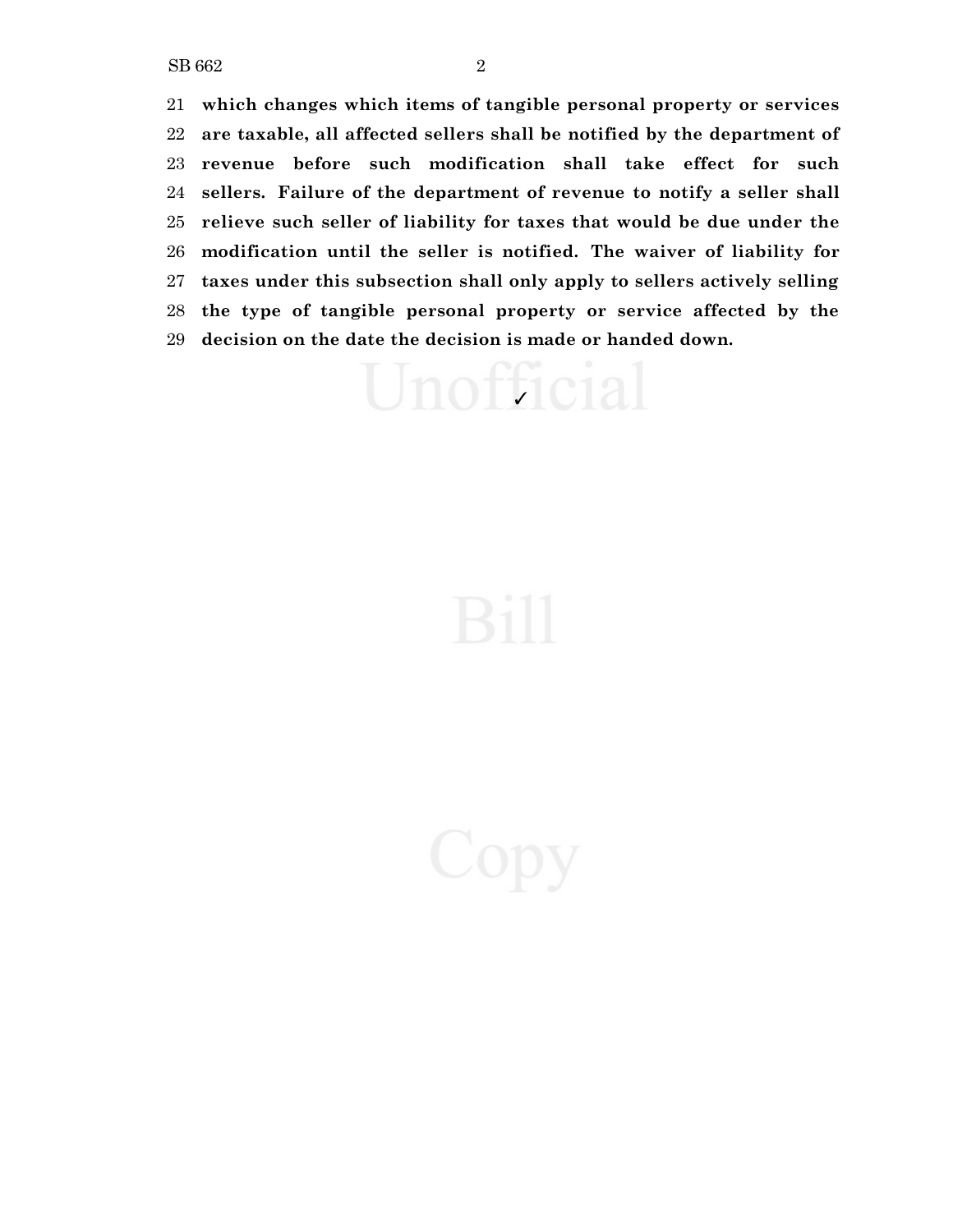**which changes which items of tangible personal property or services are taxable, all affected sellers shall be notified by the department of revenue before such modification shall take effect for such sellers. Failure of the department of revenue to notify a seller shall relieve such seller of liability for taxes that would be due under the modification until the seller is notified. The waiver of liability for taxes under this subsection shall only apply to sellers actively selling the type of tangible personal property or service affected by the decision on the date the decision is made or handed down.**

✓